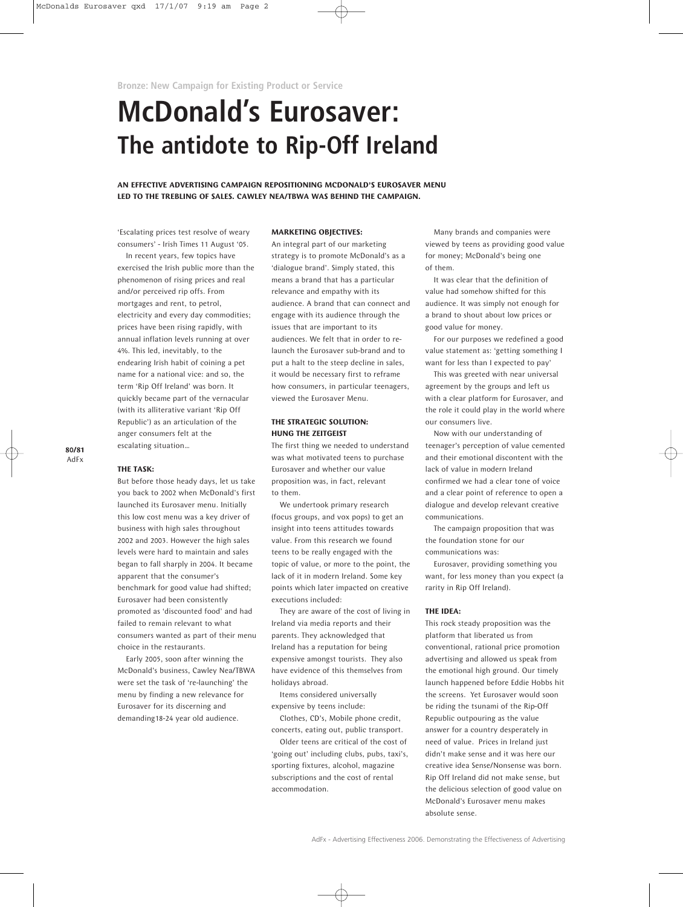**Bronze: New Campaign for Existing Product or Service**

# McDonald's Eurosaver:
## The antidote to Rip-Off Ireland

**AN EFFECTIVE ADVERTISING CAMPAIGN REPOSITIONING MCDONALD'S EUROSAVER MENU LED TO THE TREBLING OF SALES. CAWLEY NEA/TBWA WAS BEHIND THE CAMPAIGN.**

'Escalating prices test resolve of weary consumers' - Irish Times 11 August '05.

In recent years, few topics have exercised the Irish public more than the phenomenon of rising prices and real and/or perceived rip offs. From mortgages and rent, to petrol, electricity and every day commodities; prices have been rising rapidly, with annual inflation levels running at over 4%. This led, inevitably, to the endearing Irish habit of coining a pet name for a national vice: and so, the term 'Rip Off Ireland' was born. It quickly became part of the vernacular (with its alliterative variant 'Rip Off Republic') as an articulation of the anger consumers felt at the escalating situation...

### THE TASK:

But before those heady days, let us take you back to 2002 when McDonald's first launched its Eurosaver menu. Initially this low cost menu was a key driver of business with high sales throughout 2002 and 2003. However the high sales levels were hard to maintain and sales began to fall sharply in 2004. It became apparent that the consumer's benchmark for good value had shifted; Eurosaver had been consistently promoted as 'discounted food' and had failed to remain relevant to what consumers wanted as part of their menu choice in the restaurants.

Early 2005, soon after winning the McDonald's business, Cawley Nea/TBWA were set the task of 're-launching' the menu by finding a new relevance for Eurosaver for its discerning and demanding18-24 year old audience.

### MARKETING OBJECTIVES:

An integral part of our marketing strategy is to promote McDonald's as a 'dialogue brand'. Simply stated, this means a brand that has a particular relevance and empathy with its audience. A brand that can connect and engage with its audience through the issues that are important to its audiences. We felt that in order to re-launch the Eurosaver sub-brand and to put a halt to the steep decline in sales, it would be necessary first to reframe how consumers, in particular teenagers, viewed the Eurosaver Menu.

### THE STRATEGIC SOLUTION: HUNG THE ZEITGEIST

The first thing we needed to understand was what motivated teens to purchase Eurosaver and whether our value proposition was, in fact, relevant to them.

We undertook primary research (focus groups, and vox pops) to get an insight into teens attitudes towards value. From this research we found teens to be really engaged with the topic of value, or more to the point, the lack of it in modern Ireland. Some key points which later impacted on creative executions included:

They are aware of the cost of living in Ireland via media reports and their parents. They acknowledged that Ireland has a reputation for being expensive amongst tourists. They also have evidence of this themselves from holidays abroad.

Items considered universally expensive by teens include:

Clothes, CD's, Mobile phone credit, concerts, eating out, public transport.

Older teens are critical of the cost of 'going out' including clubs, pubs, taxi's, sporting fixtures, alcohol, magazine subscriptions and the cost of rental accommodation.

Many brands and companies were viewed by teens as providing good value for money; McDonald's being one of them.

It was clear that the definition of value had somehow shifted for this audience. It was simply not enough for a brand to shout about low prices or good value for money.

For our purposes we redefined a good value statement as: 'getting something I want for less than I expected to pay'

This was greeted with near universal agreement by the groups and left us with a clear platform for Eurosaver, and the role it could play in the world where our consumers live.

Now with our understanding of teenager's perception of value cemented and their emotional discontent with the lack of value in modern Ireland confirmed we had a clear tone of voice and a clear point of reference to open a dialogue and develop relevant creative communications.

The campaign proposition that was the foundation stone for our communications was:

Eurosaver, providing something you want, for less money than you expect (a rarity in Rip Off Ireland).

### THE IDEA:

This rock steady proposition was the platform that liberated us from conventional, rational price promotion advertising and allowed us speak from the emotional high ground. Our timely launch happened before Eddie Hobbs hit the screens. Yet Eurosaver would soon be riding the tsunami of the Rip-Off Republic outpouring as the value answer for a country desperately in need of value. Prices in Ireland just didn't make sense and it was here our creative idea Sense/Nonsense was born. Rip Off Ireland did not make sense, but the delicious selection of good value on McDonald's Eurosaver menu makes absolute sense.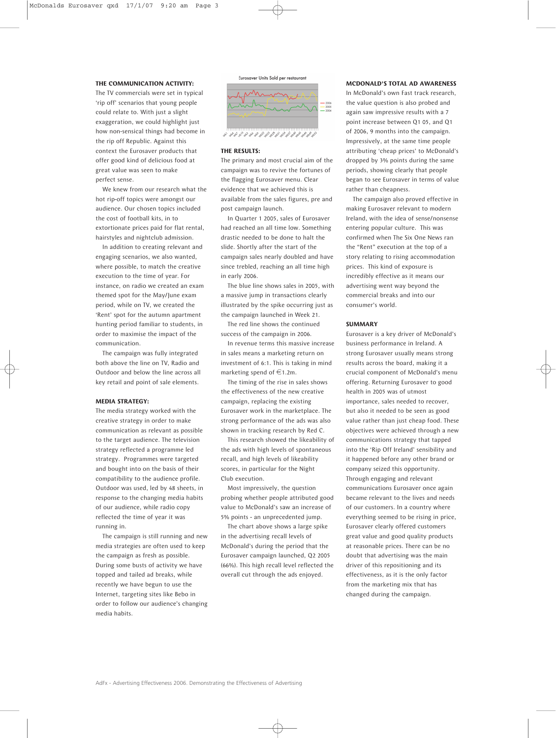### THE COMMUNICATION ACTIVITY:

The TV commercials were set in typical 'rip off' scenarios that young people could relate to. With just a slight exaggeration, we could highlight just how non-sensical things had become in the rip off Republic. Against this context the Eurosaver products that offer good kind of delicious food at great value was seen to make perfect sense.

We knew from our research what the hot rip-off topics were amongst our audience. Our chosen topics included the cost of football kits, in to extortionate prices paid for flat rental, hairstyles and nightclub admission.

In addition to creating relevant and engaging scenarios, we also wanted, where possible, to match the creative execution to the time of year. For instance, on radio we created an exam themed spot for the May/June exam period, while on TV, we created the 'Rent' spot for the autumn apartment hunting period familiar to students, in order to maximise the impact of the communication.

The campaign was fully integrated both above the line on TV, Radio and Outdoor and below the line across all key retail and point of sale elements.

### MEDIA STRATEGY:

The media strategy worked with the creative strategy in order to make communication as relevant as possible to the target audience. The television strategy reflected a programme led strategy. Programmes were targeted and bought into on the basis of their compatibility to the audience profile. Outdoor was used, led by 48 sheets, in response to the changing media habits of our audience, while radio copy reflected the time of year it was running in.

The campaign is still running and new media strategies are often used to keep the campaign as fresh as possible. During some busts of activity we have topped and tailed ad breaks, while recently we have begun to use the Internet, targeting sites like Bebo in order to follow our audience's changing media habits.

Eurosaver Units Sold per restaurant

2006
2005
2004

### THE RESULTS:

The primary and most crucial aim of the campaign was to revive the fortunes of the flagging Eurosaver menu. Clear evidence that we achieved this is available from the sales figures, pre and post campaign launch.

In Quarter 1 2005, sales of Eurosaver had reached an all time low. Something drastic needed to be done to halt the slide. Shortly after the start of the campaign sales nearly doubled and have since trebled, reaching an all time high in early 2006.

The blue line shows sales in 2005, with a massive jump in transactions clearly illustrated by the spike occurring just as the campaign launched in Week 21.

The red line shows the continued success of the campaign in 2006.

In revenue terms this massive increase in sales means a marketing return on investment of 6:1. This is taking in mind marketing spend of €1.2m.

The timing of the rise in sales shows the effectiveness of the new creative campaign, replacing the existing Eurosaver work in the marketplace. The strong performance of the ads was also shown in tracking research by Red C.

This research showed the likeability of the ads with high levels of spontaneous recall, and high levels of likeability scores, in particular for the Night Club execution.

Most impressively, the question probing whether people attributed good value to McDonald's saw an increase of 5% points - an unprecedented jump.

The chart above shows a large spike in the advertising recall levels of McDonald's during the period that the Eurosaver campaign launched, Q2 2005 (66%). This high recall level reflected the overall cut through the ads enjoyed.

### MCDONALD'S TOTAL AD AWARENESS

In McDonald's own Fast track research, the value question is also probed and again saw impressive results with a 7 point increase between Q1 05, and Q1 of 2006, 9 months into the campaign. Impressively, at the same time people attributing 'cheap prices' to McDonald's dropped by 3% points during the same periods, showing clearly that people began to see Eurosaver in terms of value rather than cheapness.

The campaign also proved effective in making Eurosaver relevant to modern Ireland, with the idea of sense/nonsense entering popular culture. This was confirmed when The Six One News ran the "Rent" execution at the top of a story relating to rising accommodation prices. This kind of exposure is incredibly effective as it means our advertising went way beyond the commercial breaks and into our consumer's world.

### SUMMARY

Eurosaver is a key driver of McDonald's business performance in Ireland. A strong Eurosaver usually means strong results across the board, making it a crucial component of McDonald's menu offering. Returning Eurosaver to good health in 2005 was of utmost importance, sales needed to recover, but also it needed to be seen as good value rather than just cheap food. These objectives were achieved through a new communications strategy that tapped into the 'Rip Off Ireland' sensibility and it happened before any other brand or company seized this opportunity. Through engaging and relevant communications Eurosaver once again became relevant to the lives and needs of our customers. In a country where everything seemed to be rising in price, Eurosaver clearly offered customers great value and good quality products at reasonable prices. There can be no doubt that advertising was the main driver of this repositioning and its effectiveness, as it is the only factor from the marketing mix that has changed during the campaign.